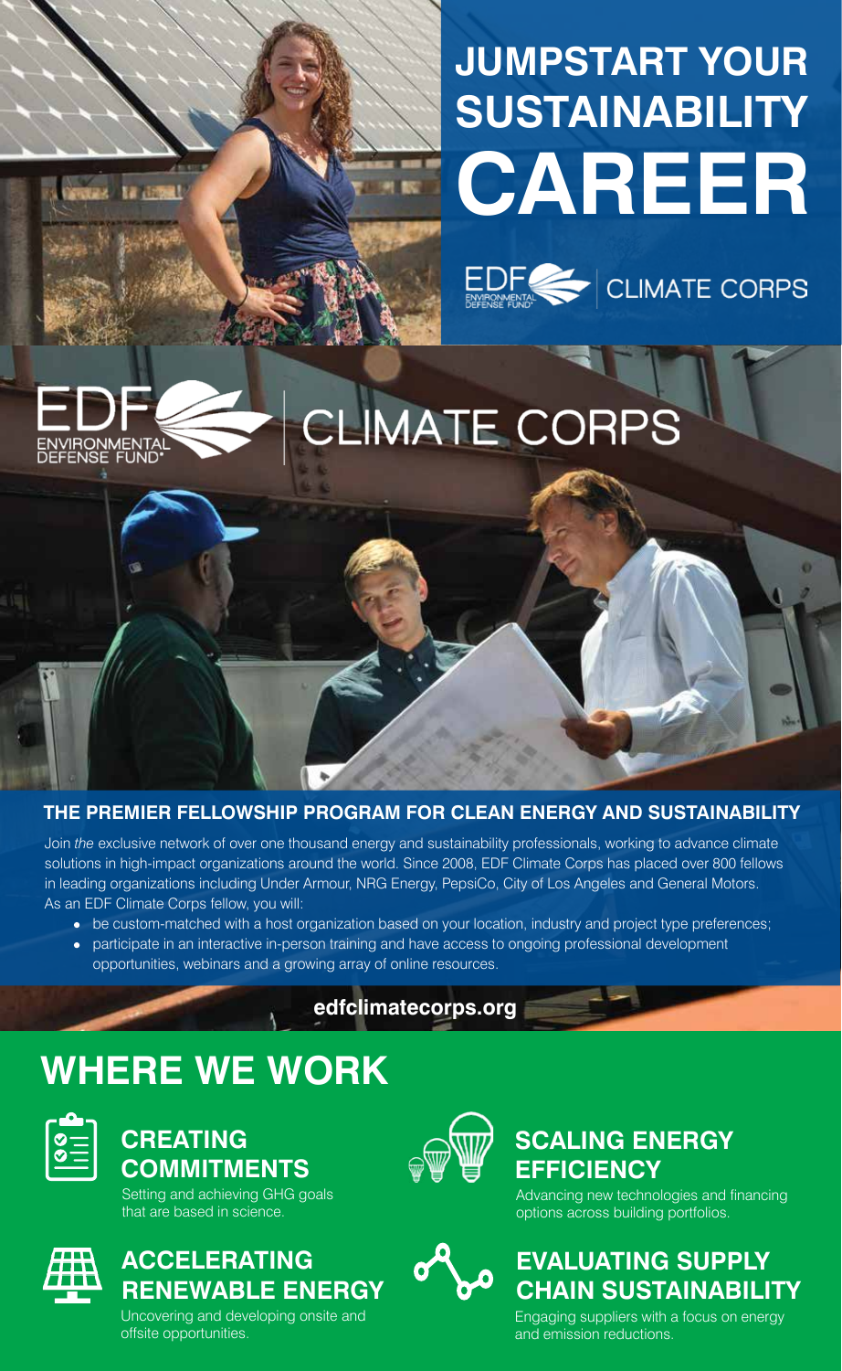# JUMPSTART YOUR SUSTAINABILITY CAREER

EDF ENVIRONMENTAL DEFENSE FUND | CLIMATE CORPS

EDF ENVIRONMENTAL DEFENSE FUND | CLIMATE CORPS

## THE PREMIER FELLOWSHIP PROGRAM FOR CLEAN ENERGY AND SUSTAINABILITY

Join *the* exclusive network of over one thousand energy and sustainability professionals, working to advance climate solutions in high-impact organizations around the world. Since 2008, EDF Climate Corps has placed over 800 fellows in leading organizations including Under Armour, NRG Energy, PepsiCo, City of Los Angeles and General Motors. As an EDF Climate Corps fellow, you will:

- be custom-matched with a host organization based on your location, industry and project type preferences;
- participate in an interactive in-person training and have access to ongoing professional development opportunities, webinars and a growing array of online resources.

**edfclimatecorps.org**

## WHERE WE WORK

### CREATING COMMITMENTS

Setting and achieving GHG goals that are based in science.

### SCALING ENERGY EFFICIENCY

Advancing new technologies and financing options across building portfolios.

### ACCELERATING RENEWABLE ENERGY

Uncovering and developing onsite and offsite opportunities.

### EVALUATING SUPPLY CHAIN SUSTAINABILITY

Engaging suppliers with a focus on energy and emission reductions.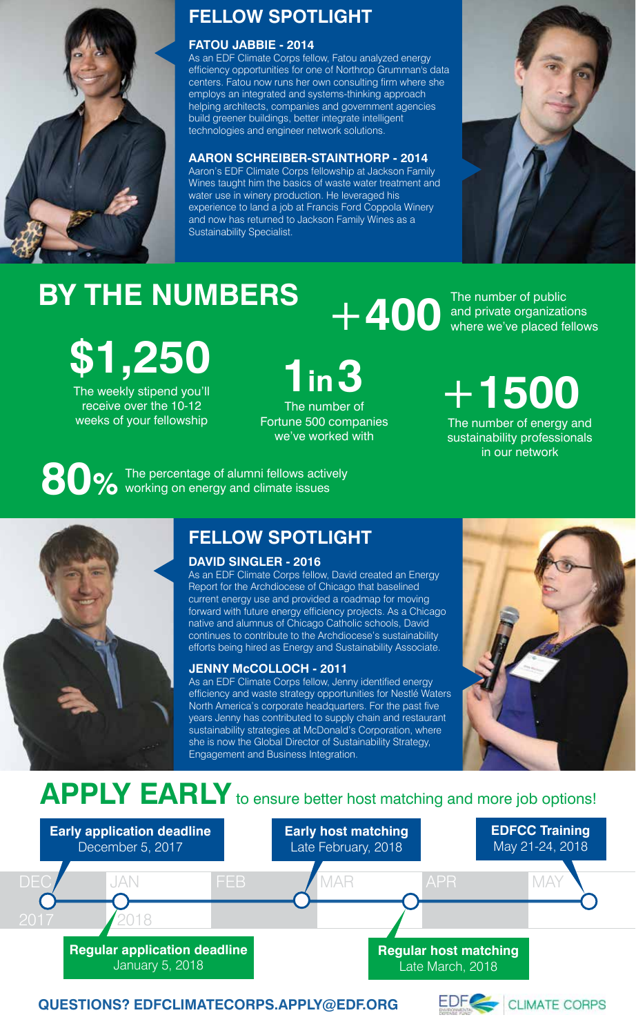## FELLOW SPOTLIGHT

### FATOU JABBIE - 2014

As an EDF Climate Corps fellow, Fatou analyzed energy efficiency opportunities for one of Northrop Grumman's data centers. Fatou now runs her own consulting firm where she employs an integrated and systems-thinking approach helping architects, companies and government agencies build greener buildings, better integrate intelligent technologies and engineer network solutions.

### AARON SCHREIBER-STAINTHORP - 2014

Aaron's EDF Climate Corps fellowship at Jackson Family Wines taught him the basics of waste water treatment and water use in winery production. He leveraged his experience to land a job at Francis Ford Coppola Winery and now has returned to Jackson Family Wines as a Sustainability Specialist.

## BY THE NUMBERS

**+400** The number of public and private organizations where we've placed fellows

**$1,250** The weekly stipend you'll receive over the 10-12 weeks of your fellowship

**1 in 3** The number of Fortune 500 companies we've worked with

**+1500** The number of energy and sustainability professionals in our network

**80%** The percentage of alumni fellows actively working on energy and climate issues

## FELLOW SPOTLIGHT

### DAVID SINGLER - 2016

As an EDF Climate Corps fellow, David created an Energy Report for the Archdiocese of Chicago that baselined current energy use and provided a roadmap for moving forward with future energy efficiency projects. As a Chicago native and alumnus of Chicago Catholic schools, David continues to contribute to the Archdiocese's sustainability efforts being hired as Energy and Sustainability Associate.

### JENNY McCOLLOCH - 2011

As an EDF Climate Corps fellow, Jenny identified energy efficiency and waste strategy opportunities for Nestlé Waters North America's corporate headquarters. For the past five years Jenny has contributed to supply chain and restaurant sustainability strategies at McDonald's Corporation, where she is now the Global Director of Sustainability Strategy, Engagement and Business Integration.

## APPLY EARLY to ensure better host matching and more job options!

DEC 2017 | JAN 2018 | FEB | MAR | APR | MAY

- **Early application deadline** December 5, 2017
- **Regular application deadline** January 5, 2018
- **Early host matching** Late February, 2018
- **Regular host matching** Late March, 2018
- **EDFCC Training** May 21-24, 2018

**QUESTIONS? EDFCLIMATECORPS.APPLY@EDF.ORG**

EDF ENVIRONMENTAL DEFENSE FUND | CLIMATE CORPS